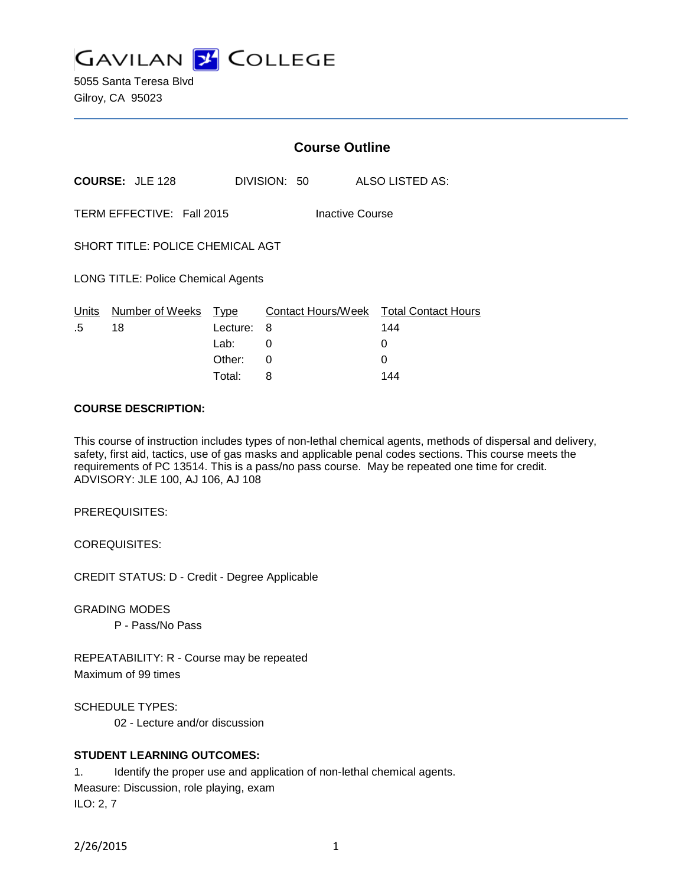# GAVILAN COLLEGE

5055 Santa Teresa Blvd
Gilroy, CA 95023

## Course Outline

**COURSE:** JLE 128 DIVISION: 50 ALSO LISTED AS:

TERM EFFECTIVE: Fall 2015 Inactive Course

SHORT TITLE: POLICE CHEMICAL AGT

LONG TITLE: Police Chemical Agents

| Units | Number of Weeks | Type | Contact Hours/Week | Total Contact Hours |
|---|---|---|---|---|
| .5 | 18 | Lecture: | 8 | 144 |
| | | Lab: | 0 | 0 |
| | | Other: | 0 | 0 |
| | | Total: | 8 | 144 |

**COURSE DESCRIPTION:**

This course of instruction includes types of non-lethal chemical agents, methods of dispersal and delivery, safety, first aid, tactics, use of gas masks and applicable penal codes sections. This course meets the requirements of PC 13514. This is a pass/no pass course. May be repeated one time for credit. ADVISORY: JLE 100, AJ 106, AJ 108

PREREQUISITES:

COREQUISITES:

CREDIT STATUS: D - Credit - Degree Applicable

GRADING MODES
P - Pass/No Pass

REPEATABILITY: R - Course may be repeated
Maximum of 99 times

SCHEDULE TYPES:
02 - Lecture and/or discussion

**STUDENT LEARNING OUTCOMES:**

1. Identify the proper use and application of non-lethal chemical agents.
Measure: Discussion, role playing, exam
ILO: 2, 7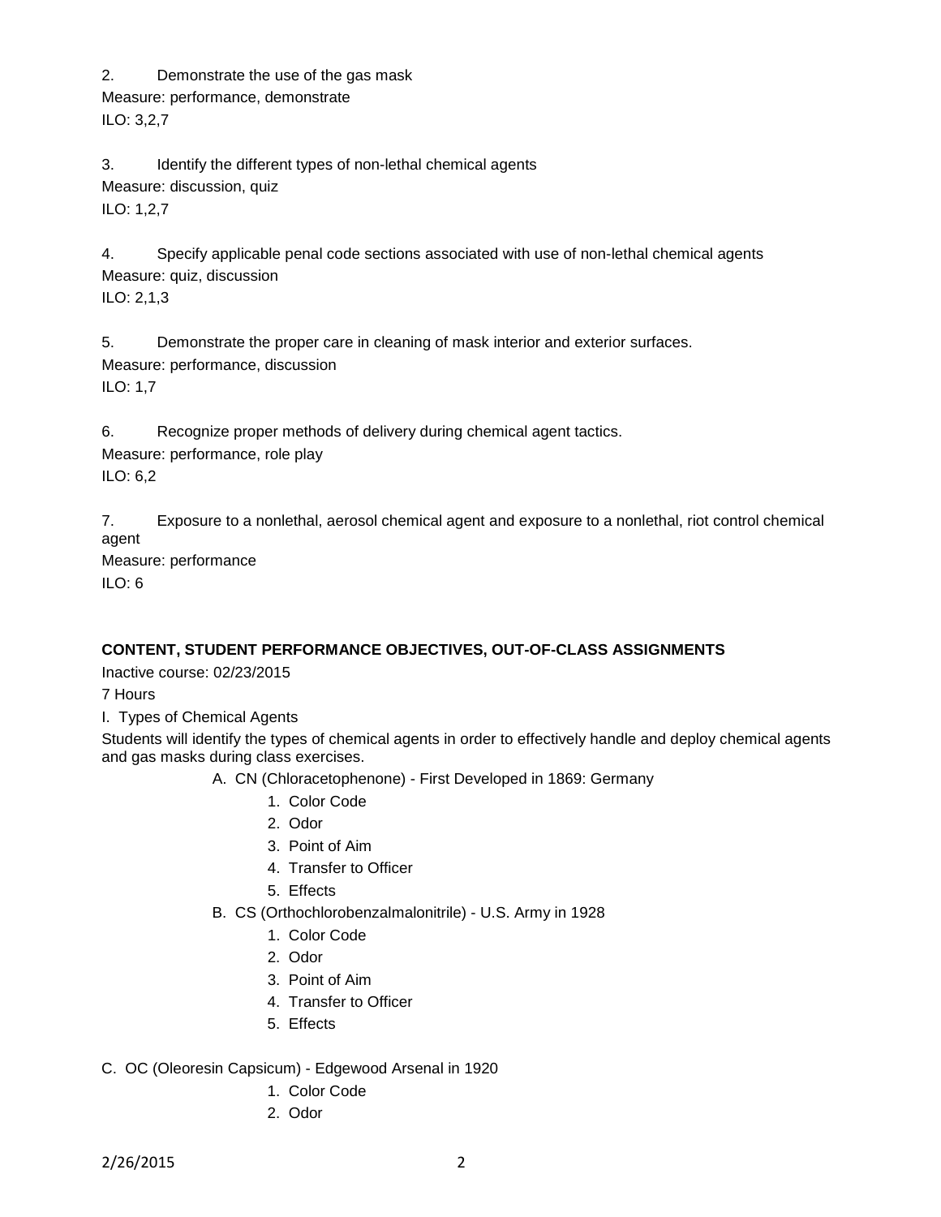2. Demonstrate the use of the gas mask
Measure: performance, demonstrate
ILO: 3,2,7

3. Identify the different types of non-lethal chemical agents
Measure: discussion, quiz
ILO: 1,2,7

4. Specify applicable penal code sections associated with use of non-lethal chemical agents
Measure: quiz, discussion
ILO: 2,1,3

5. Demonstrate the proper care in cleaning of mask interior and exterior surfaces.
Measure: performance, discussion
ILO: 1,7

6. Recognize proper methods of delivery during chemical agent tactics.
Measure: performance, role play
ILO: 6,2

7. Exposure to a nonlethal, aerosol chemical agent and exposure to a nonlethal, riot control chemical agent
Measure: performance
ILO: 6

**CONTENT, STUDENT PERFORMANCE OBJECTIVES, OUT-OF-CLASS ASSIGNMENTS**

Inactive course: 02/23/2015

7 Hours

I. Types of Chemical Agents

Students will identify the types of chemical agents in order to effectively handle and deploy chemical agents and gas masks during class exercises.

- A. CN (Chloracetophenone) - First Developed in 1869: Germany
    1. Color Code
    2. Odor
    3. Point of Aim
    4. Transfer to Officer
    5. Effects
- B. CS (Orthochlorobenzalmalonitrile) - U.S. Army in 1928
    1. Color Code
    2. Odor
    3. Point of Aim
    4. Transfer to Officer
    5. Effects
- C. OC (Oleoresin Capsicum) - Edgewood Arsenal in 1920
    1. Color Code
    2. Odor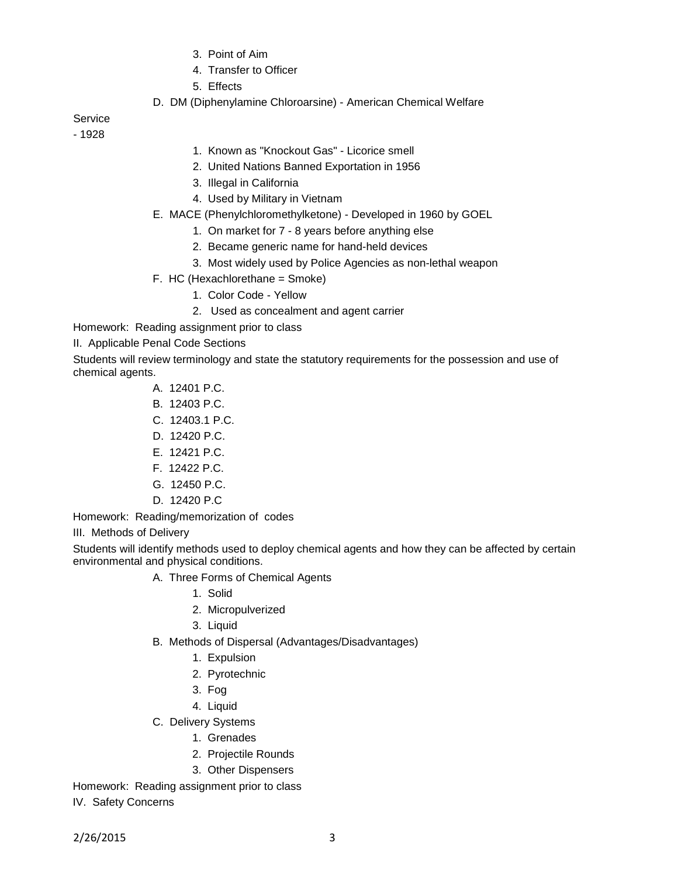3. Point of Aim
4. Transfer to Officer
5. Effects

D. DM (Diphenylamine Chloroarsine) - American Chemical Welfare Service - 1928

1. Known as "Knockout Gas" - Licorice smell
2. United Nations Banned Exportation in 1956
3. Illegal in California
4. Used by Military in Vietnam

E. MACE (Phenylchloromethylketone) - Developed in 1960 by GOEL

1. On market for 7 - 8 years before anything else
2. Became generic name for hand-held devices
3. Most widely used by Police Agencies as non-lethal weapon

F. HC (Hexachlorethane = Smoke)

1. Color Code - Yellow
2. Used as concealment and agent carrier

Homework: Reading assignment prior to class

II. Applicable Penal Code Sections

Students will review terminology and state the statutory requirements for the possession and use of chemical agents.

A. 12401 P.C.
B. 12403 P.C.
C. 12403.1 P.C.
D. 12420 P.C.
E. 12421 P.C.
F. 12422 P.C.
G. 12450 P.C.
D. 12420 P.C

Homework: Reading/memorization of codes

III. Methods of Delivery

Students will identify methods used to deploy chemical agents and how they can be affected by certain environmental and physical conditions.

A. Three Forms of Chemical Agents

1. Solid
2. Micropulverized
3. Liquid

B. Methods of Dispersal (Advantages/Disadvantages)

1. Expulsion
2. Pyrotechnic
3. Fog
4. Liquid

C. Delivery Systems

1. Grenades
2. Projectile Rounds
3. Other Dispensers

Homework: Reading assignment prior to class

IV. Safety Concerns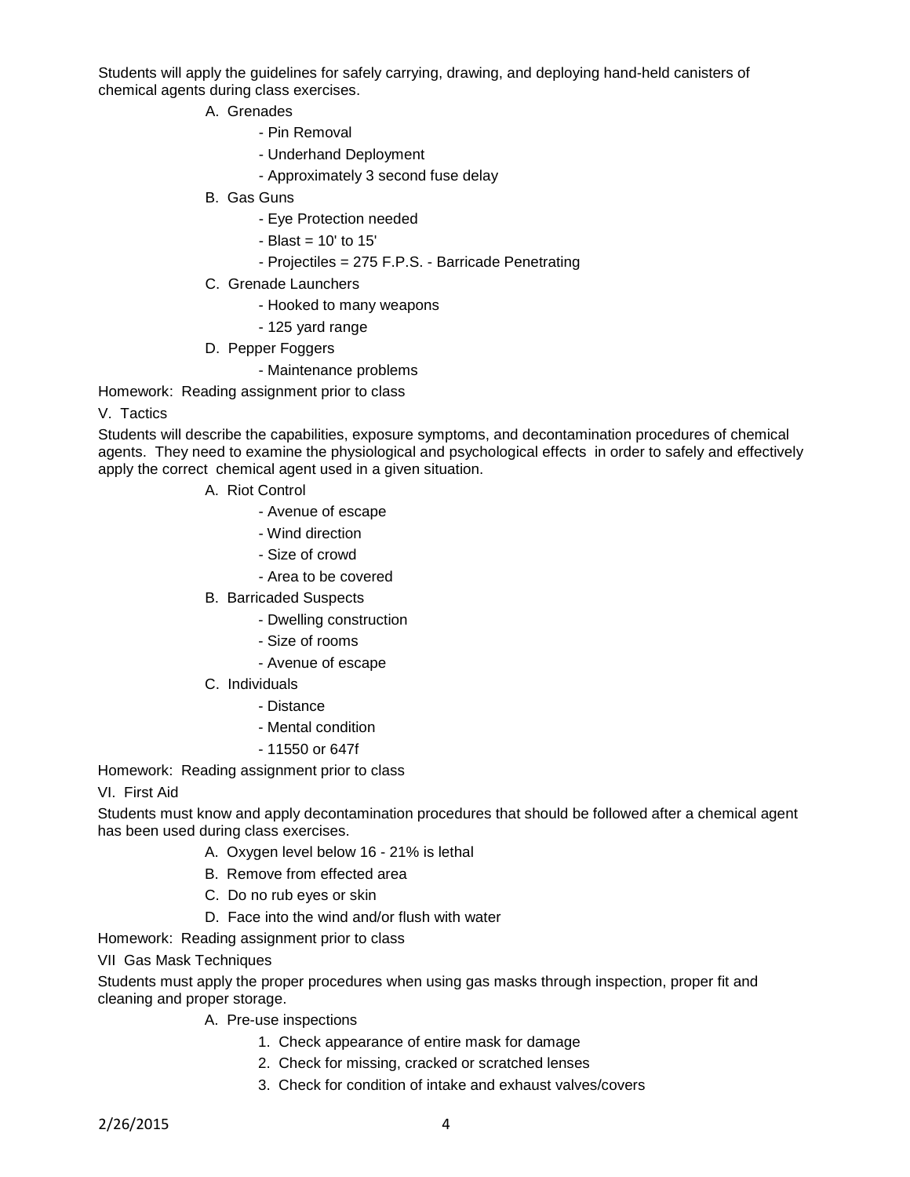Students will apply the guidelines for safely carrying, drawing, and deploying hand-held canisters of chemical agents during class exercises.

A. Grenades
   - Pin Removal
   - Underhand Deployment
   - Approximately 3 second fuse delay
B. Gas Guns
   - Eye Protection needed
   - Blast = 10' to 15'
   - Projectiles = 275 F.P.S. - Barricade Penetrating
C. Grenade Launchers
   - Hooked to many weapons
   - 125 yard range
D. Pepper Foggers
   - Maintenance problems

Homework: Reading assignment prior to class

V. Tactics

Students will describe the capabilities, exposure symptoms, and decontamination procedures of chemical agents. They need to examine the physiological and psychological effects in order to safely and effectively apply the correct chemical agent used in a given situation.

A. Riot Control
   - Avenue of escape
   - Wind direction
   - Size of crowd
   - Area to be covered
B. Barricaded Suspects
   - Dwelling construction
   - Size of rooms
   - Avenue of escape
C. Individuals
   - Distance
   - Mental condition
   - 11550 or 647f

Homework: Reading assignment prior to class

VI. First Aid

Students must know and apply decontamination procedures that should be followed after a chemical agent has been used during class exercises.

A. Oxygen level below 16 - 21% is lethal
B. Remove from effected area
C. Do no rub eyes or skin
D. Face into the wind and/or flush with water

Homework: Reading assignment prior to class

VII Gas Mask Techniques

Students must apply the proper procedures when using gas masks through inspection, proper fit and cleaning and proper storage.

A. Pre-use inspections
   1. Check appearance of entire mask for damage
   2. Check for missing, cracked or scratched lenses
   3. Check for condition of intake and exhaust valves/covers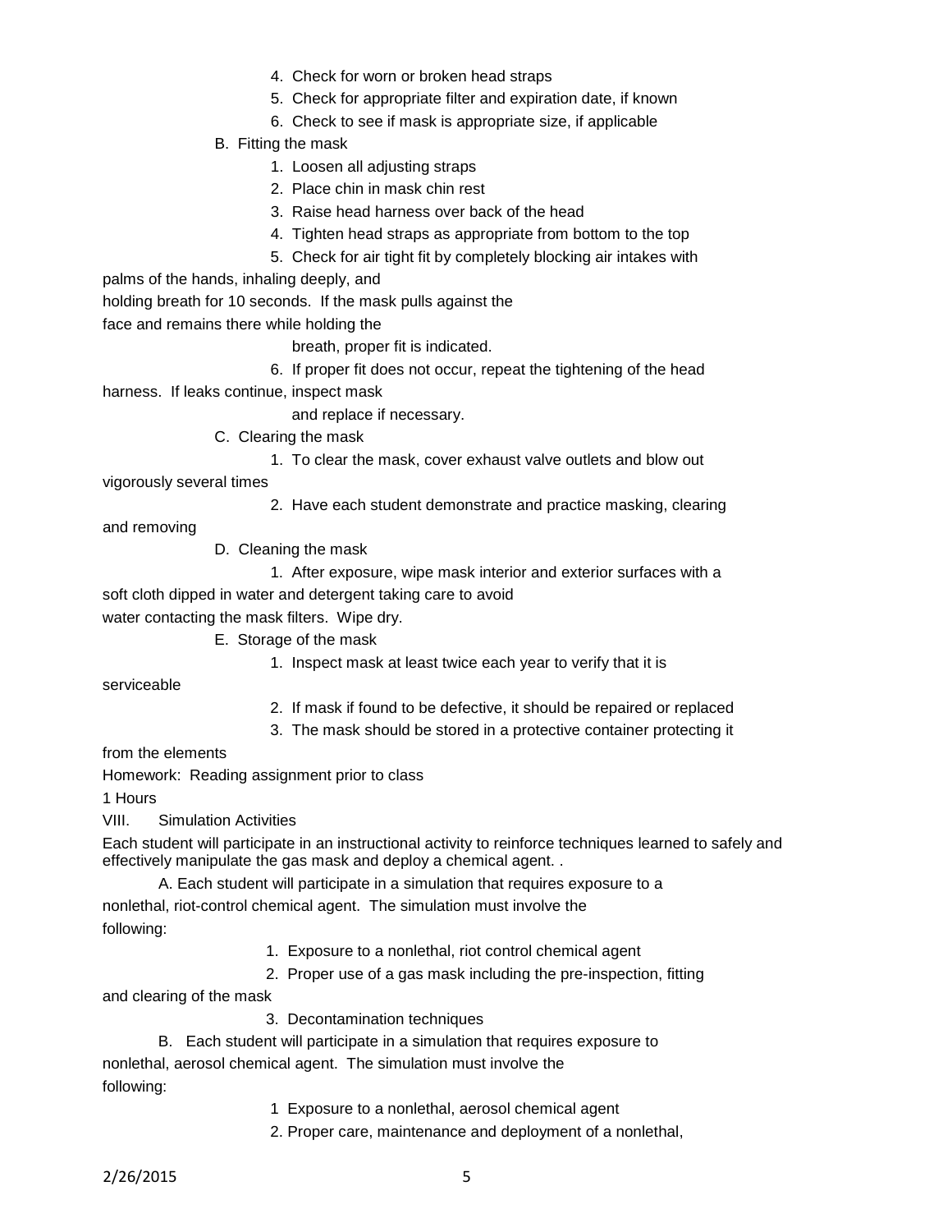4. Check for worn or broken head straps
5. Check for appropriate filter and expiration date, if known
6. Check to see if mask is appropriate size, if applicable

B. Fitting the mask

1. Loosen all adjusting straps
2. Place chin in mask chin rest
3. Raise head harness over back of the head
4. Tighten head straps as appropriate from bottom to the top
5. Check for air tight fit by completely blocking air intakes with palms of the hands, inhaling deeply, and holding breath for 10 seconds. If the mask pulls against the face and remains there while holding the breath, proper fit is indicated.
6. If proper fit does not occur, repeat the tightening of the head harness. If leaks continue, inspect mask and replace if necessary.

C. Clearing the mask

1. To clear the mask, cover exhaust valve outlets and blow out vigorously several times
2. Have each student demonstrate and practice masking, clearing and removing

D. Cleaning the mask

1. After exposure, wipe mask interior and exterior surfaces with a soft cloth dipped in water and detergent taking care to avoid water contacting the mask filters. Wipe dry.

E. Storage of the mask

1. Inspect mask at least twice each year to verify that it is serviceable
2. If mask if found to be defective, it should be repaired or replaced
3. The mask should be stored in a protective container protecting it from the elements

Homework: Reading assignment prior to class

1 Hours

VIII. Simulation Activities

Each student will participate in an instructional activity to reinforce techniques learned to safely and effectively manipulate the gas mask and deploy a chemical agent. .

A. Each student will participate in a simulation that requires exposure to a nonlethal, riot-control chemical agent. The simulation must involve the following:

1. Exposure to a nonlethal, riot control chemical agent
2. Proper use of a gas mask including the pre-inspection, fitting and clearing of the mask
3. Decontamination techniques

B. Each student will participate in a simulation that requires exposure to nonlethal, aerosol chemical agent. The simulation must involve the following:

1 Exposure to a nonlethal, aerosol chemical agent

2. Proper care, maintenance and deployment of a nonlethal,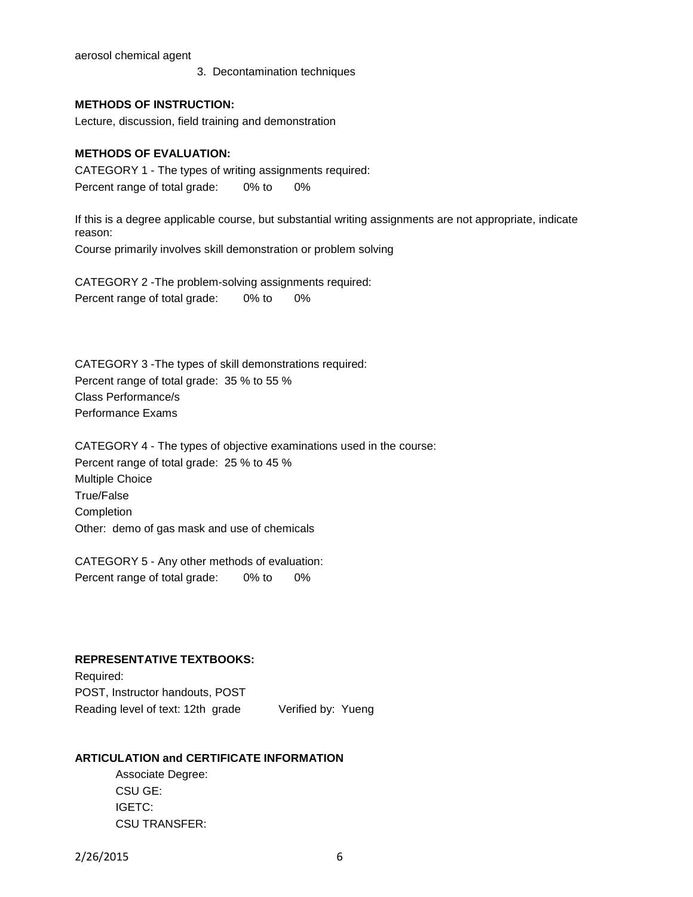aerosol chemical agent

3. Decontamination techniques

**METHODS OF INSTRUCTION:**

Lecture, discussion, field training and demonstration

**METHODS OF EVALUATION:**

CATEGORY 1 - The types of writing assignments required:
Percent range of total grade: 0% to 0%

If this is a degree applicable course, but substantial writing assignments are not appropriate, indicate reason:
Course primarily involves skill demonstration or problem solving

CATEGORY 2 -The problem-solving assignments required:
Percent range of total grade: 0% to 0%

CATEGORY 3 -The types of skill demonstrations required:
Percent range of total grade: 35 % to 55 %
Class Performance/s
Performance Exams

CATEGORY 4 - The types of objective examinations used in the course:
Percent range of total grade: 25 % to 45 %
Multiple Choice
True/False
Completion
Other: demo of gas mask and use of chemicals

CATEGORY 5 - Any other methods of evaluation:
Percent range of total grade: 0% to 0%

**REPRESENTATIVE TEXTBOOKS:**

Required:
POST, Instructor handouts, POST
Reading level of text: 12th grade Verified by: Yueng

**ARTICULATION and CERTIFICATE INFORMATION**

Associate Degree:
CSU GE:
IGETC:
CSU TRANSFER: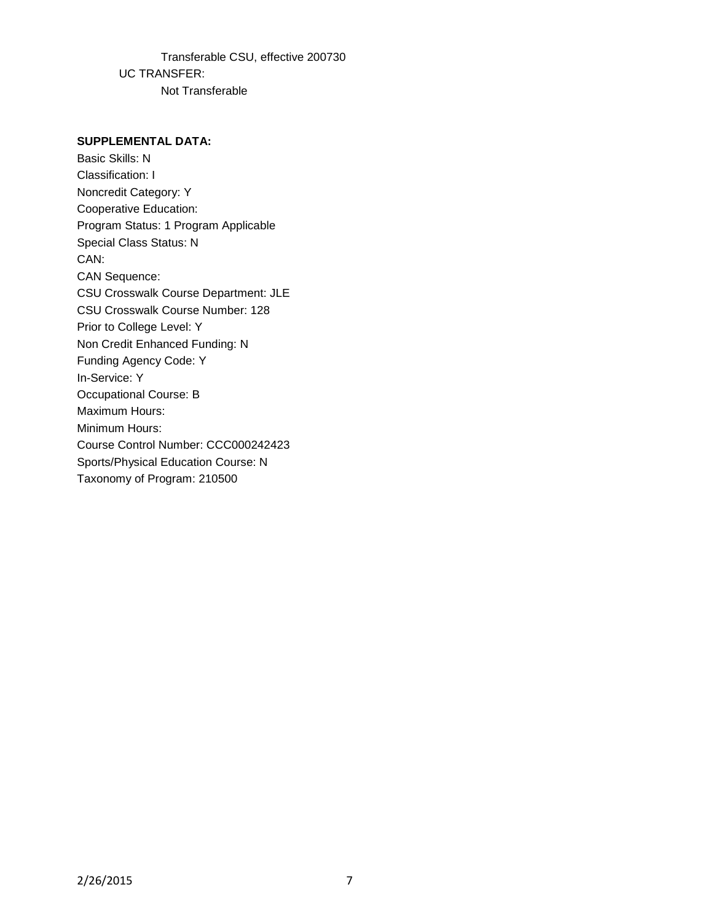Transferable CSU, effective 200730

UC TRANSFER:

Not Transferable

**SUPPLEMENTAL DATA:**

Basic Skills: N
Classification: I
Noncredit Category: Y
Cooperative Education:
Program Status: 1 Program Applicable
Special Class Status: N
CAN:
CAN Sequence:
CSU Crosswalk Course Department: JLE
CSU Crosswalk Course Number: 128
Prior to College Level: Y
Non Credit Enhanced Funding: N
Funding Agency Code: Y
In-Service: Y
Occupational Course: B
Maximum Hours:
Minimum Hours:
Course Control Number: CCC000242423
Sports/Physical Education Course: N
Taxonomy of Program: 210500